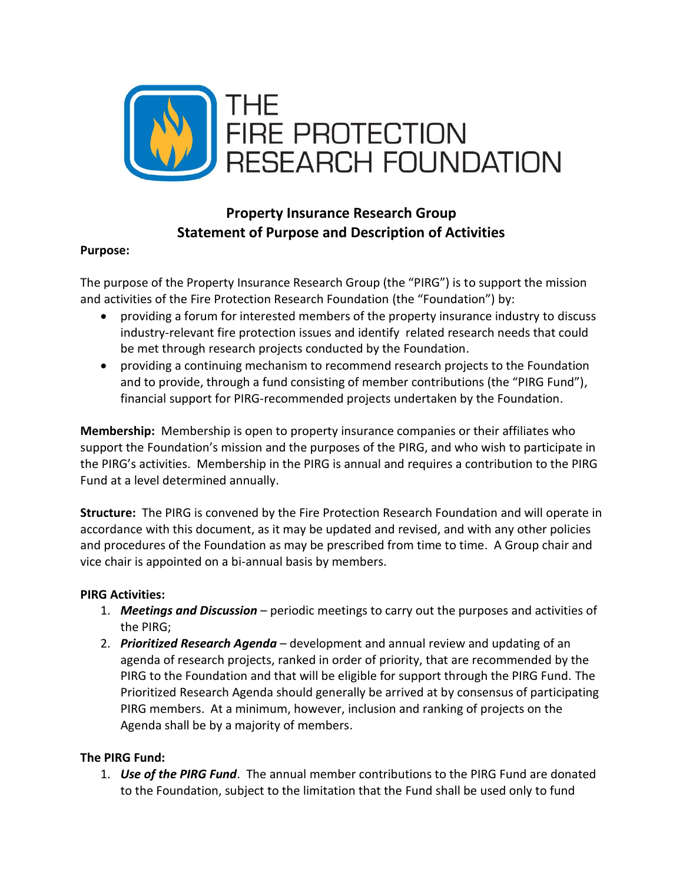THE FIRE PROTECTION RESEARCH FOUNDATION

# Property Insurance Research Group
# Statement of Purpose and Description of Activities

**Purpose:**

The purpose of the Property Insurance Research Group (the "PIRG") is to support the mission and activities of the Fire Protection Research Foundation (the "Foundation") by:

- providing a forum for interested members of the property insurance industry to discuss industry-relevant fire protection issues and identify related research needs that could be met through research projects conducted by the Foundation.
- providing a continuing mechanism to recommend research projects to the Foundation and to provide, through a fund consisting of member contributions (the "PIRG Fund"), financial support for PIRG-recommended projects undertaken by the Foundation.

**Membership:** Membership is open to property insurance companies or their affiliates who support the Foundation's mission and the purposes of the PIRG, and who wish to participate in the PIRG's activities. Membership in the PIRG is annual and requires a contribution to the PIRG Fund at a level determined annually.

**Structure:** The PIRG is convened by the Fire Protection Research Foundation and will operate in accordance with this document, as it may be updated and revised, and with any other policies and procedures of the Foundation as may be prescribed from time to time. A Group chair and vice chair is appointed on a bi-annual basis by members.

**PIRG Activities:**

1. ***Meetings and Discussion*** – periodic meetings to carry out the purposes and activities of the PIRG;
2. ***Prioritized Research Agenda*** – development and annual review and updating of an agenda of research projects, ranked in order of priority, that are recommended by the PIRG to the Foundation and that will be eligible for support through the PIRG Fund. The Prioritized Research Agenda should generally be arrived at by consensus of participating PIRG members. At a minimum, however, inclusion and ranking of projects on the Agenda shall be by a majority of members.

**The PIRG Fund:**

1. ***Use of the PIRG Fund***. The annual member contributions to the PIRG Fund are donated to the Foundation, subject to the limitation that the Fund shall be used only to fund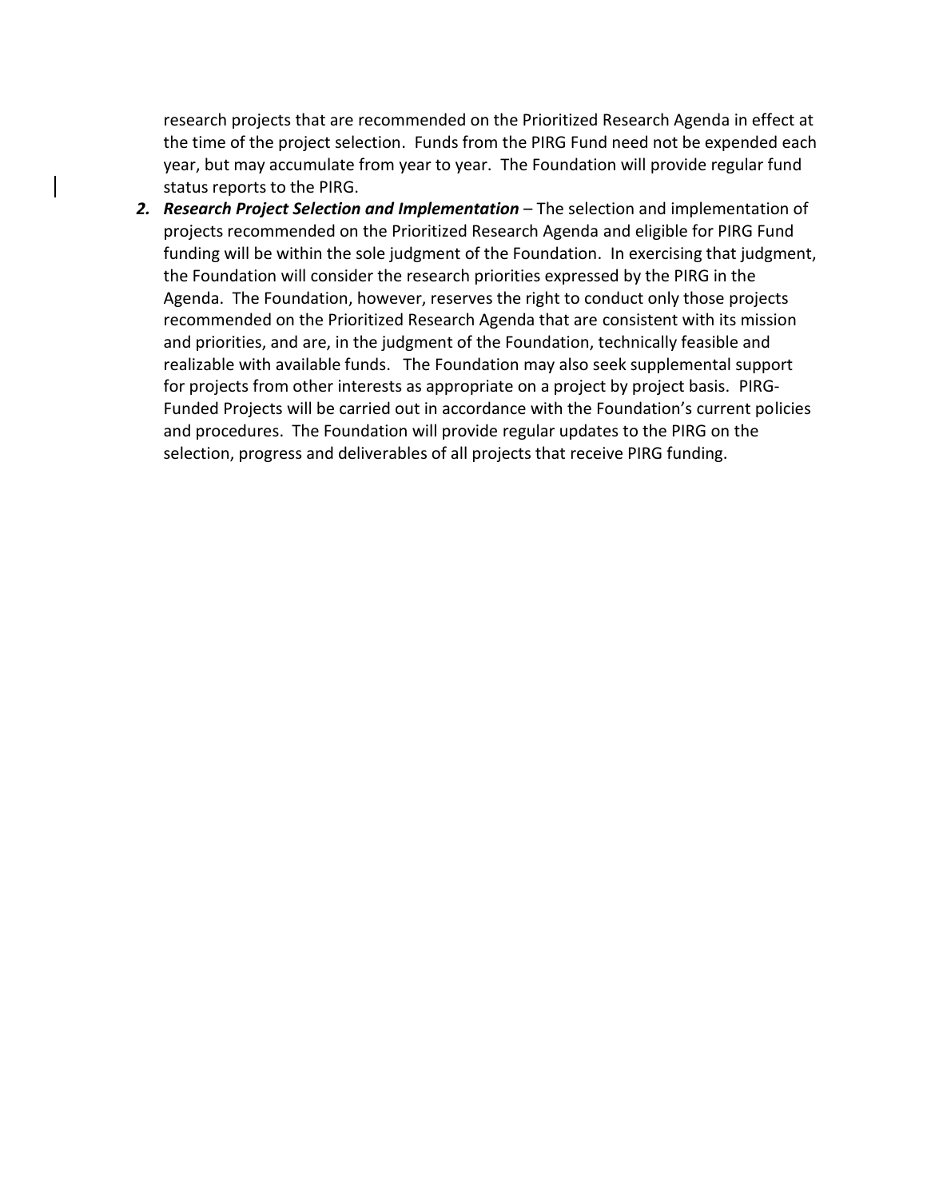research projects that are recommended on the Prioritized Research Agenda in effect at the time of the project selection. Funds from the PIRG Fund need not be expended each year, but may accumulate from year to year. The Foundation will provide regular fund status reports to the PIRG.

2. ***Research Project Selection and Implementation*** – The selection and implementation of projects recommended on the Prioritized Research Agenda and eligible for PIRG Fund funding will be within the sole judgment of the Foundation. In exercising that judgment, the Foundation will consider the research priorities expressed by the PIRG in the Agenda. The Foundation, however, reserves the right to conduct only those projects recommended on the Prioritized Research Agenda that are consistent with its mission and priorities, and are, in the judgment of the Foundation, technically feasible and realizable with available funds. The Foundation may also seek supplemental support for projects from other interests as appropriate on a project by project basis. PIRG-Funded Projects will be carried out in accordance with the Foundation's current policies and procedures. The Foundation will provide regular updates to the PIRG on the selection, progress and deliverables of all projects that receive PIRG funding.